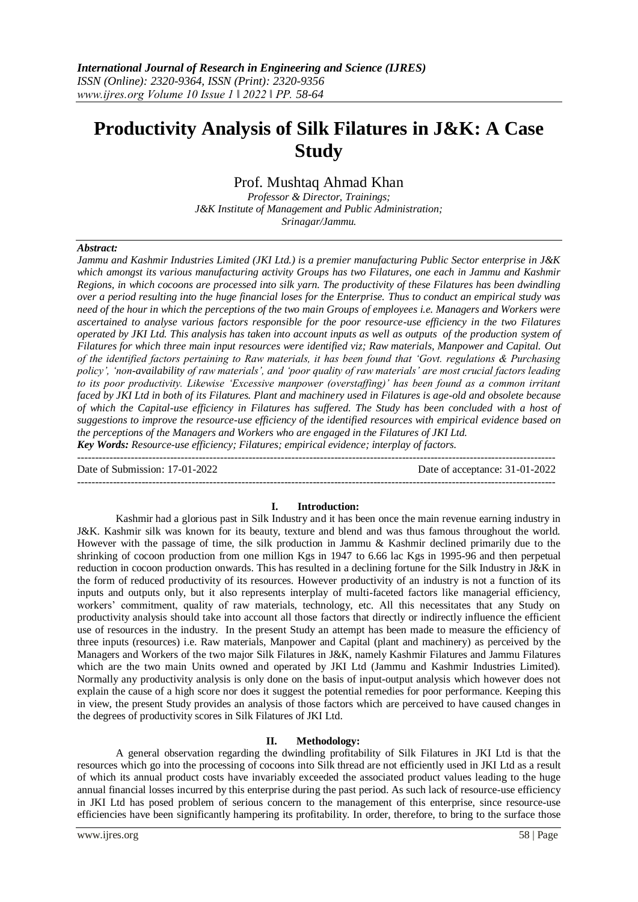# Productivity Analysis of Silk Filatures in J&K: A Case Study

Prof. Mushtaq Ahmad Khan

*Professor & Director, Trainings;*
*J&K Institute of Management and Public Administration;*
*Srinagar/Jammu.*

***Abstract:***

*Jammu and Kashmir Industries Limited (JKI Ltd.) is a premier manufacturing Public Sector enterprise in J&K which amongst its various manufacturing activity Groups has two Filatures, one each in Jammu and Kashmir Regions, in which cocoons are processed into silk yarn. The productivity of these Filatures has been dwindling over a period resulting into the huge financial loses for the Enterprise. Thus to conduct an empirical study was need of the hour in which the perceptions of the two main Groups of employees i.e. Managers and Workers were ascertained to analyse various factors responsible for the poor resource-use efficiency in the two Filatures operated by JKI Ltd. This analysis has taken into account inputs as well as outputs of the production system of Filatures for which three main input resources were identified viz; Raw materials, Manpower and Capital. Out of the identified factors pertaining to Raw materials, it has been found that 'Govt. regulations & Purchasing policy', 'non-availability of raw materials', and 'poor quality of raw materials' are most crucial factors leading to its poor productivity. Likewise 'Excessive manpower (overstaffing)' has been found as a common irritant faced by JKI Ltd in both of its Filatures. Plant and machinery used in Filatures is age-old and obsolete because of which the Capital-use efficiency in Filatures has suffered. The Study has been concluded with a host of suggestions to improve the resource-use efficiency of the identified resources with empirical evidence based on the perceptions of the Managers and Workers who are engaged in the Filatures of JKI Ltd.*

***Key Words:*** *Resource-use efficiency; Filatures; empirical evidence; interplay of factors.*

---

Date of Submission: 17-01-2022 Date of acceptance: 31-01-2022

---

## I. Introduction:

Kashmir had a glorious past in Silk Industry and it has been once the main revenue earning industry in J&K. Kashmir silk was known for its beauty, texture and blend and was thus famous throughout the world. However with the passage of time, the silk production in Jammu & Kashmir declined primarily due to the shrinking of cocoon production from one million Kgs in 1947 to 6.66 lac Kgs in 1995-96 and then perpetual reduction in cocoon production onwards. This has resulted in a declining fortune for the Silk Industry in J&K in the form of reduced productivity of its resources. However productivity of an industry is not a function of its inputs and outputs only, but it also represents interplay of multi-faceted factors like managerial efficiency, workers' commitment, quality of raw materials, technology, etc. All this necessitates that any Study on productivity analysis should take into account all those factors that directly or indirectly influence the efficient use of resources in the industry. In the present Study an attempt has been made to measure the efficiency of three inputs (resources) i.e. Raw materials, Manpower and Capital (plant and machinery) as perceived by the Managers and Workers of the two major Silk Filatures in J&K, namely Kashmir Filatures and Jammu Filatures which are the two main Units owned and operated by JKI Ltd (Jammu and Kashmir Industries Limited). Normally any productivity analysis is only done on the basis of input-output analysis which however does not explain the cause of a high score nor does it suggest the potential remedies for poor performance. Keeping this in view, the present Study provides an analysis of those factors which are perceived to have caused changes in the degrees of productivity scores in Silk Filatures of JKI Ltd.

## II. Methodology:

A general observation regarding the dwindling profitability of Silk Filatures in JKI Ltd is that the resources which go into the processing of cocoons into Silk thread are not efficiently used in JKI Ltd as a result of which its annual product costs have invariably exceeded the associated product values leading to the huge annual financial losses incurred by this enterprise during the past period. As such lack of resource-use efficiency in JKI Ltd has posed problem of serious concern to the management of this enterprise, since resource-use efficiencies have been significantly hampering its profitability. In order, therefore, to bring to the surface those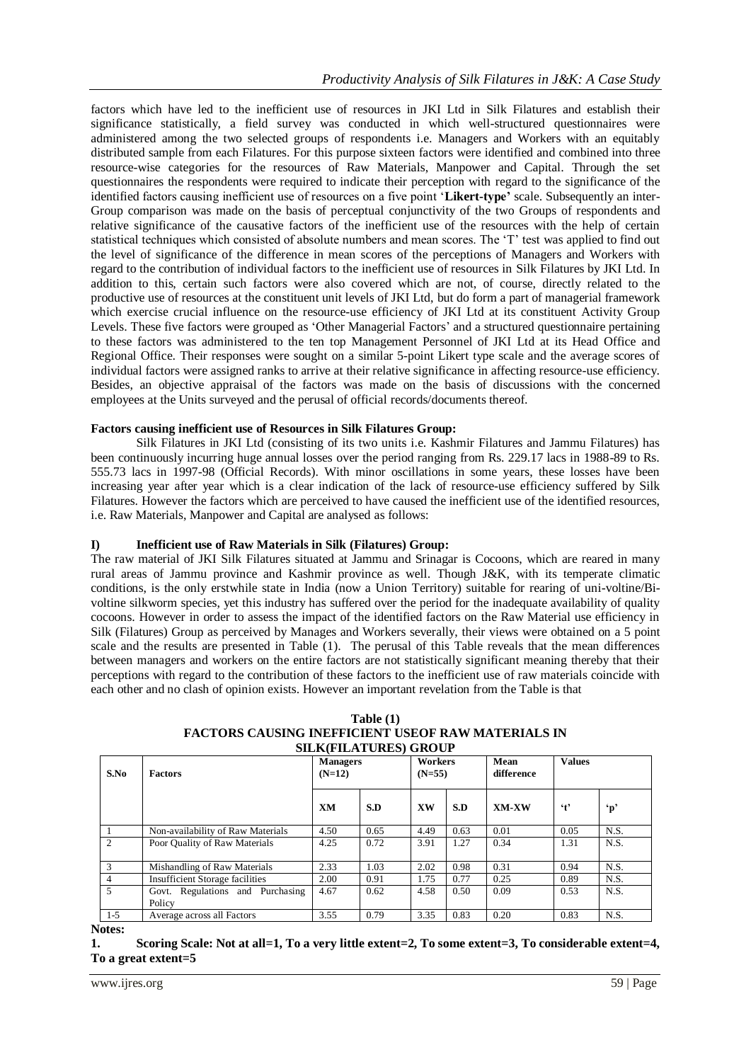factors which have led to the inefficient use of resources in JKI Ltd in Silk Filatures and establish their significance statistically, a field survey was conducted in which well-structured questionnaires were administered among the two selected groups of respondents i.e. Managers and Workers with an equitably distributed sample from each Filatures. For this purpose sixteen factors were identified and combined into three resource-wise categories for the resources of Raw Materials, Manpower and Capital. Through the set questionnaires the respondents were required to indicate their perception with regard to the significance of the identified factors causing inefficient use of resources on a five point '**Likert-type'** scale. Subsequently an inter-Group comparison was made on the basis of perceptual conjunctivity of the two Groups of respondents and relative significance of the causative factors of the inefficient use of the resources with the help of certain statistical techniques which consisted of absolute numbers and mean scores. The 'T' test was applied to find out the level of significance of the difference in mean scores of the perceptions of Managers and Workers with regard to the contribution of individual factors to the inefficient use of resources in Silk Filatures by JKI Ltd. In addition to this, certain such factors were also covered which are not, of course, directly related to the productive use of resources at the constituent unit levels of JKI Ltd, but do form a part of managerial framework which exercise crucial influence on the resource-use efficiency of JKI Ltd at its constituent Activity Group Levels. These five factors were grouped as 'Other Managerial Factors' and a structured questionnaire pertaining to these factors was administered to the ten top Management Personnel of JKI Ltd at its Head Office and Regional Office. Their responses were sought on a similar 5-point Likert type scale and the average scores of individual factors were assigned ranks to arrive at their relative significance in affecting resource-use efficiency. Besides, an objective appraisal of the factors was made on the basis of discussions with the concerned employees at the Units surveyed and the perusal of official records/documents thereof.

**Factors causing inefficient use of Resources in Silk Filatures Group:**

Silk Filatures in JKI Ltd (consisting of its two units i.e. Kashmir Filatures and Jammu Filatures) has been continuously incurring huge annual losses over the period ranging from Rs. 229.17 lacs in 1988-89 to Rs. 555.73 lacs in 1997-98 (Official Records). With minor oscillations in some years, these losses have been increasing year after year which is a clear indication of the lack of resource-use efficiency suffered by Silk Filatures. However the factors which are perceived to have caused the inefficient use of the identified resources, i.e. Raw Materials, Manpower and Capital are analysed as follows:

**I) Inefficient use of Raw Materials in Silk (Filatures) Group:**

The raw material of JKI Silk Filatures situated at Jammu and Srinagar is Cocoons, which are reared in many rural areas of Jammu province and Kashmir province as well. Though J&K, with its temperate climatic conditions, is the only erstwhile state in India (now a Union Territory) suitable for rearing of uni-voltine/Bi-voltine silkworm species, yet this industry has suffered over the period for the inadequate availability of quality cocoons. However in order to assess the impact of the identified factors on the Raw Material use efficiency in Silk (Filatures) Group as perceived by Manages and Workers severally, their views were obtained on a 5 point scale and the results are presented in Table (1). The perusal of this Table reveals that the mean differences between managers and workers on the entire factors are not statistically significant meaning thereby that their perceptions with regard to the contribution of these factors to the inefficient use of raw materials coincide with each other and no clash of opinion exists. However an important revelation from the Table is that

**Table (1)**
**FACTORS CAUSING INEFFICIENT USEOF RAW MATERIALS IN SILK(FILATURES) GROUP**

| S.No | Factors | Managers (N=12) | | Workers (N=55) | | Mean difference | Values | |
|---|---|---|---|---|---|---|---|---|
| | | XM | S.D | XW | S.D | XM-XW | 't' | 'p' |
| 1 | Non-availability of Raw Materials | 4.50 | 0.65 | 4.49 | 0.63 | 0.01 | 0.05 | N.S. |
| 2 | Poor Quality of Raw Materials | 4.25 | 0.72 | 3.91 | 1.27 | 0.34 | 1.31 | N.S. |
| 3 | Mishandling of Raw Materials | 2.33 | 1.03 | 2.02 | 0.98 | 0.31 | 0.94 | N.S. |
| 4 | Insufficient Storage facilities | 2.00 | 0.91 | 1.75 | 0.77 | 0.25 | 0.89 | N.S. |
| 5 | Govt. Regulations and Purchasing Policy | 4.67 | 0.62 | 4.58 | 0.50 | 0.09 | 0.53 | N.S. |
| 1-5 | Average across all Factors | 3.55 | 0.79 | 3.35 | 0.83 | 0.20 | 0.83 | N.S. |

**Notes:**

**1. Scoring Scale: Not at all=1, To a very little extent=2, To some extent=3, To considerable extent=4, To a great extent=5**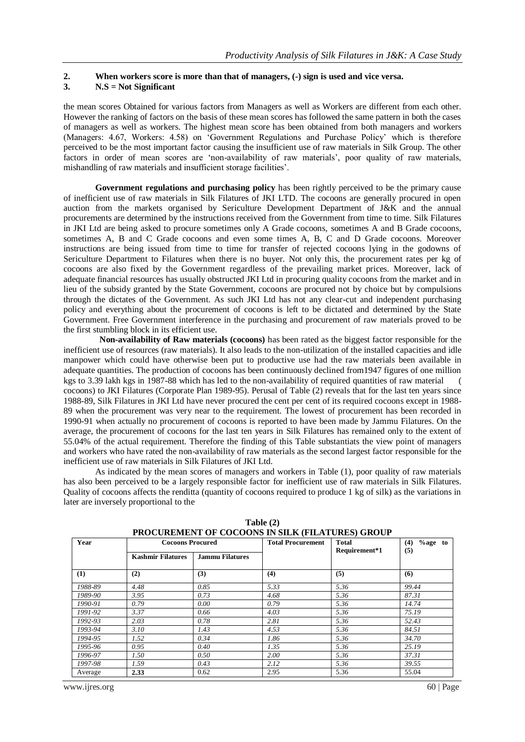**2. When workers score is more than that of managers, (-) sign is used and vice versa.**
**3. N.S = Not Significant**

the mean scores Obtained for various factors from Managers as well as Workers are different from each other. However the ranking of factors on the basis of these mean scores has followed the same pattern in both the cases of managers as well as workers. The highest mean score has been obtained from both managers and workers (Managers: 4.67, Workers: 4.58) on 'Government Regulations and Purchase Policy' which is therefore perceived to be the most important factor causing the insufficient use of raw materials in Silk Group. The other factors in order of mean scores are 'non-availability of raw materials', poor quality of raw materials, mishandling of raw materials and insufficient storage facilities'.

**Government regulations and purchasing policy** has been rightly perceived to be the primary cause of inefficient use of raw materials in Silk Filatures of JKI LTD. The cocoons are generally procured in open auction from the markets organised by Sericulture Development Department of J&K and the annual procurements are determined by the instructions received from the Government from time to time. Silk Filatures in JKI Ltd are being asked to procure sometimes only A Grade cocoons, sometimes A and B Grade cocoons, sometimes A, B and C Grade cocoons and even some times A, B, C and D Grade cocoons. Moreover instructions are being issued from time to time for transfer of rejected cocoons lying in the godowns of Sericulture Department to Filatures when there is no buyer. Not only this, the procurement rates per kg of cocoons are also fixed by the Government regardless of the prevailing market prices. Moreover, lack of adequate financial resources has usually obstructed JKI Ltd in procuring quality cocoons from the market and in lieu of the subsidy granted by the State Government, cocoons are procured not by choice but by compulsions through the dictates of the Government. As such JKI Ltd has not any clear-cut and independent purchasing policy and everything about the procurement of cocoons is left to be dictated and determined by the State Government. Free Government interference in the purchasing and procurement of raw materials proved to be the first stumbling block in its efficient use.

**Non-availability of Raw materials (cocoons)** has been rated as the biggest factor responsible for the inefficient use of resources (raw materials). It also leads to the non-utilization of the installed capacities and idle manpower which could have otherwise been put to productive use had the raw materials been available in adequate quantities. The production of cocoons has been continuously declined from1947 figures of one million kgs to 3.39 lakh kgs in 1987-88 which has led to the non-availability of required quantities of raw material ( cocoons) to JKI Filatures (Corporate Plan 1989-95). Perusal of Table (2) reveals that for the last ten years since 1988-89, Silk Filatures in JKI Ltd have never procured the cent per cent of its required cocoons except in 1988-89 when the procurement was very near to the requirement. The lowest of procurement has been recorded in 1990-91 when actually no procurement of cocoons is reported to have been made by Jammu Filatures. On the average, the procurement of cocoons for the last ten years in Silk Filatures has remained only to the extent of 55.04% of the actual requirement. Therefore the finding of this Table substantiats the view point of managers and workers who have rated the non-availability of raw materials as the second largest factor responsible for the inefficient use of raw materials in Silk Filatures of JKI Ltd.

As indicated by the mean scores of managers and workers in Table (1), poor quality of raw materials has also been perceived to be a largely responsible factor for inefficient use of raw materials in Silk Filatures. Quality of cocoons affects the renditta (quantity of cocoons required to produce 1 kg of silk) as the variations in later are inversely proportional to the

**Table (2)**
**PROCUREMENT OF COCOONS IN SILK (FILATURES) GROUP**

| Year | Cocoons Procured | | Total Procurement | Total Requirement*1 | (4) %age to (5) |
|---|---|---|---|---|---|
| | Kashmir Filatures | Jammu Filatures | | | |
| (1) | (2) | (3) | (4) | (5) | (6) |
| *1988-89* | *4.48* | *0.85* | *5.33* | *5.36* | *99.44* |
| *1989-90* | *3.95* | *0.73* | *4.68* | *5.36* | *87.31* |
| *1990-91* | *0.79* | *0.00* | *0.79* | *5.36* | *14.74* |
| *1991-92* | *3.37* | *0.66* | *4.03* | *5.36* | *75.19* |
| *1992-93* | *2.03* | *0.78* | *2.81* | *5.36* | *52.43* |
| *1993-94* | *3.10* | *1.43* | *4.53* | *5.36* | *84.51* |
| *1994-95* | *1.52* | *0.34* | *1.86* | *5.36* | *34.70* |
| *1995-96* | *0.95* | *0.40* | *1.35* | *5.36* | *25.19* |
| *1996-97* | *1.50* | *0.50* | *2.00* | *5.36* | *37.31* |
| *1997-98* | *1.59* | *0.43* | *2.12* | *5.36* | *39.55* |
| Average | **2.33** | 0.62 | 2.95 | 5.36 | 55.04 |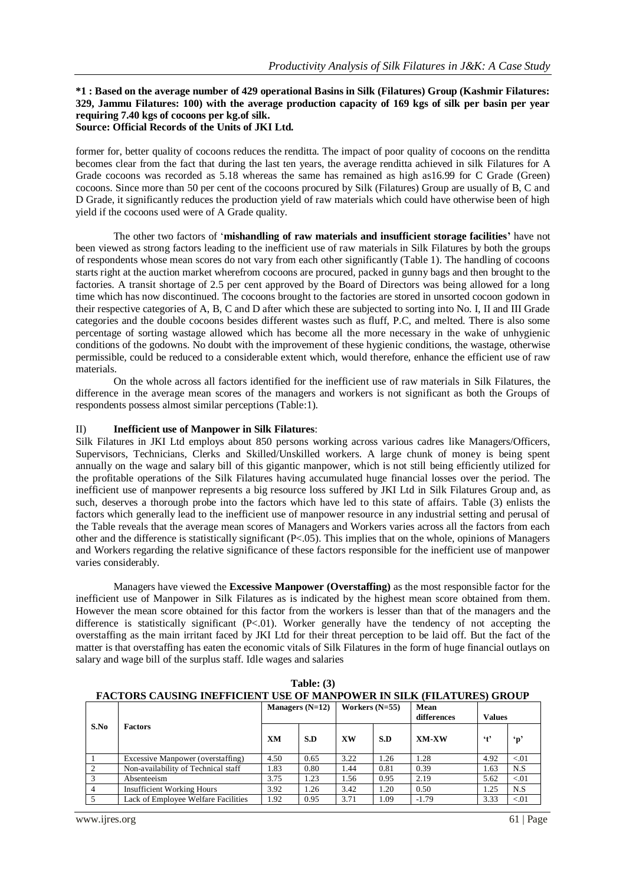**\*1 : Based on the average number of 429 operational Basins in Silk (Filatures) Group (Kashmir Filatures: 329, Jammu Filatures: 100) with the average production capacity of 169 kgs of silk per basin per year requiring 7.40 kgs of cocoons per kg.of silk.**
**Source: Official Records of the Units of JKI Ltd.**

former for, better quality of cocoons reduces the renditta. The impact of poor quality of cocoons on the renditta becomes clear from the fact that during the last ten years, the average renditta achieved in silk Filatures for A Grade cocoons was recorded as 5.18 whereas the same has remained as high as16.99 for C Grade (Green) cocoons. Since more than 50 per cent of the cocoons procured by Silk (Filatures) Group are usually of B, C and D Grade, it significantly reduces the production yield of raw materials which could have otherwise been of high yield if the cocoons used were of A Grade quality.

The other two factors of '**mishandling of raw materials and insufficient storage facilities'** have not been viewed as strong factors leading to the inefficient use of raw materials in Silk Filatures by both the groups of respondents whose mean scores do not vary from each other significantly (Table 1). The handling of cocoons starts right at the auction market wherefrom cocoons are procured, packed in gunny bags and then brought to the factories. A transit shortage of 2.5 per cent approved by the Board of Directors was being allowed for a long time which has now discontinued. The cocoons brought to the factories are stored in unsorted cocoon godown in their respective categories of A, B, C and D after which these are subjected to sorting into No. I, II and III Grade categories and the double cocoons besides different wastes such as fluff, P.C, and melted. There is also some percentage of sorting wastage allowed which has become all the more necessary in the wake of unhygienic conditions of the godowns. No doubt with the improvement of these hygienic conditions, the wastage, otherwise permissible, could be reduced to a considerable extent which, would therefore, enhance the efficient use of raw materials.

On the whole across all factors identified for the inefficient use of raw materials in Silk Filatures, the difference in the average mean scores of the managers and workers is not significant as both the Groups of respondents possess almost similar perceptions (Table:1).

### II) Inefficient use of Manpower in Silk Filatures:

Silk Filatures in JKI Ltd employs about 850 persons working across various cadres like Managers/Officers, Supervisors, Technicians, Clerks and Skilled/Unskilled workers. A large chunk of money is being spent annually on the wage and salary bill of this gigantic manpower, which is not still being efficiently utilized for the profitable operations of the Silk Filatures having accumulated huge financial losses over the period. The inefficient use of manpower represents a big resource loss suffered by JKI Ltd in Silk Filatures Group and, as such, deserves a thorough probe into the factors which have led to this state of affairs. Table (3) enlists the factors which generally lead to the inefficient use of manpower resource in any industrial setting and perusal of the Table reveals that the average mean scores of Managers and Workers varies across all the factors from each other and the difference is statistically significant ($P<.05$). This implies that on the whole, opinions of Managers and Workers regarding the relative significance of these factors responsible for the inefficient use of manpower varies considerably.

Managers have viewed the **Excessive Manpower (Overstaffing)** as the most responsible factor for the inefficient use of Manpower in Silk Filatures as is indicated by the highest mean score obtained from them. However the mean score obtained for this factor from the workers is lesser than that of the managers and the difference is statistically significant ($P<.01$). Worker generally have the tendency of not accepting the overstaffing as the main irritant faced by JKI Ltd for their threat perception to be laid off. But the fact of the matter is that overstaffing has eaten the economic vitals of Silk Filatures in the form of huge financial outlays on salary and wage bill of the surplus staff. Idle wages and salaries

**Table: (3)**
**FACTORS CAUSING INEFFICIENT USE OF MANPOWER IN SILK (FILATURES) GROUP**

| S.No | Factors | Managers (N=12) | | Workers (N=55) | | Mean differences | Values | |
|---|---|---|---|---|---|---|---|---|
| | | XM | S.D | XW | S.D | XM-XW | 't' | 'p' |
| 1 | Excessive Manpower (overstaffing) | 4.50 | 0.65 | 3.22 | 1.26 | 1.28 | 4.92 | <.01 |
| 2 | Non-availability of Technical staff | 1.83 | 0.80 | 1.44 | 0.81 | 0.39 | 1.63 | N.S |
| 3 | Absenteeism | 3.75 | 1.23 | 1.56 | 0.95 | 2.19 | 5.62 | <.01 |
| 4 | Insufficient Working Hours | 3.92 | 1.26 | 3.42 | 1.20 | 0.50 | 1.25 | N.S |
| 5 | Lack of Employee Welfare Facilities | 1.92 | 0.95 | 3.71 | 1.09 | -1.79 | 3.33 | <.01 |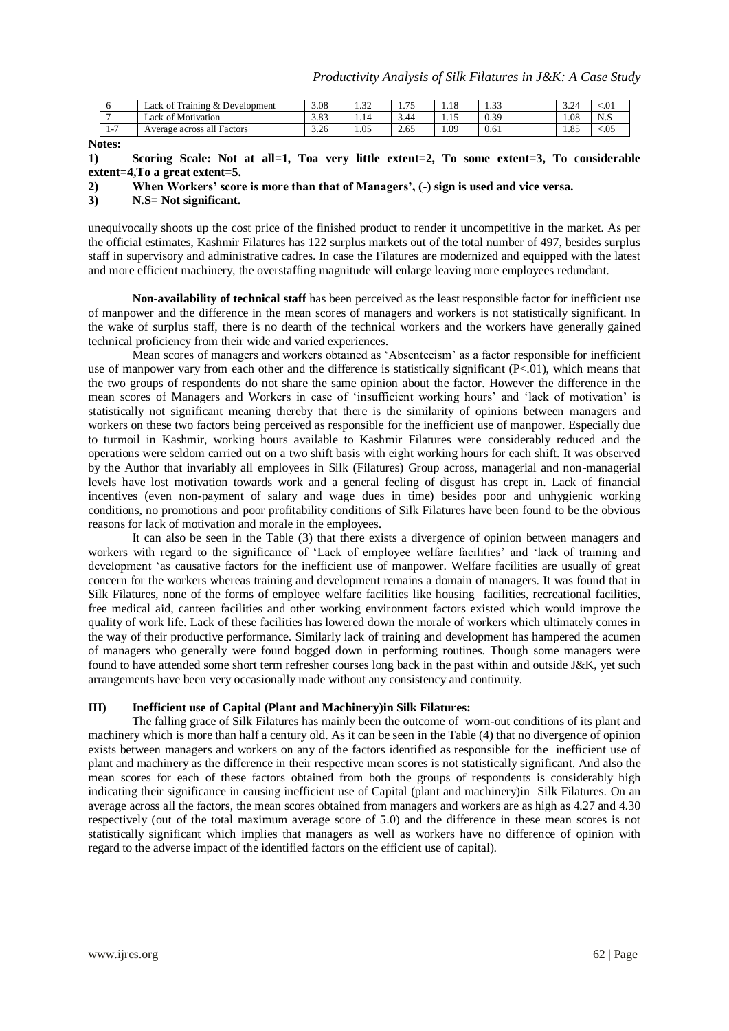| 6 | Lack of Training & Development | 3.08 | 1.32 | 1.75 | 1.18 | 1.33 | 3.24 | <.01 |
|---|---|---|---|---|---|---|---|---|
| 7 | Lack of Motivation | 3.83 | 1.14 | 3.44 | 1.15 | 0.39 | 1.08 | N.S |
| 1-7 | Average across all Factors | 3.26 | 1.05 | 2.65 | 1.09 | 0.61 | 1.85 | <.05 |

**Notes:**

**1) Scoring Scale: Not at all=1, Toa very little extent=2, To some extent=3, To considerable extent=4,To a great extent=5.**

**2) When Workers' score is more than that of Managers', (-) sign is used and vice versa.**

**3) N.S= Not significant.**

unequivocally shoots up the cost price of the finished product to render it uncompetitive in the market. As per the official estimates, Kashmir Filatures has 122 surplus markets out of the total number of 497, besides surplus staff in supervisory and administrative cadres. In case the Filatures are modernized and equipped with the latest and more efficient machinery, the overstaffing magnitude will enlarge leaving more employees redundant.

**Non-availability of technical staff** has been perceived as the least responsible factor for inefficient use of manpower and the difference in the mean scores of managers and workers is not statistically significant. In the wake of surplus staff, there is no dearth of the technical workers and the workers have generally gained technical proficiency from their wide and varied experiences.

Mean scores of managers and workers obtained as 'Absenteeism' as a factor responsible for inefficient use of manpower vary from each other and the difference is statistically significant (P<.01), which means that the two groups of respondents do not share the same opinion about the factor. However the difference in the mean scores of Managers and Workers in case of 'insufficient working hours' and 'lack of motivation' is statistically not significant meaning thereby that there is the similarity of opinions between managers and workers on these two factors being perceived as responsible for the inefficient use of manpower. Especially due to turmoil in Kashmir, working hours available to Kashmir Filatures were considerably reduced and the operations were seldom carried out on a two shift basis with eight working hours for each shift. It was observed by the Author that invariably all employees in Silk (Filatures) Group across, managerial and non-managerial levels have lost motivation towards work and a general feeling of disgust has crept in. Lack of financial incentives (even non-payment of salary and wage dues in time) besides poor and unhygienic working conditions, no promotions and poor profitability conditions of Silk Filatures have been found to be the obvious reasons for lack of motivation and morale in the employees.

It can also be seen in the Table (3) that there exists a divergence of opinion between managers and workers with regard to the significance of 'Lack of employee welfare facilities' and 'lack of training and development 'as causative factors for the inefficient use of manpower. Welfare facilities are usually of great concern for the workers whereas training and development remains a domain of managers. It was found that in Silk Filatures, none of the forms of employee welfare facilities like housing facilities, recreational facilities, free medical aid, canteen facilities and other working environment factors existed which would improve the quality of work life. Lack of these facilities has lowered down the morale of workers which ultimately comes in the way of their productive performance. Similarly lack of training and development has hampered the acumen of managers who generally were found bogged down in performing routines. Though some managers were found to have attended some short term refresher courses long back in the past within and outside J&K, yet such arrangements have been very occasionally made without any consistency and continuity.

### III) Inefficient use of Capital (Plant and Machinery)in Silk Filatures:

The falling grace of Silk Filatures has mainly been the outcome of worn-out conditions of its plant and machinery which is more than half a century old. As it can be seen in the Table (4) that no divergence of opinion exists between managers and workers on any of the factors identified as responsible for the inefficient use of plant and machinery as the difference in their respective mean scores is not statistically significant. And also the mean scores for each of these factors obtained from both the groups of respondents is considerably high indicating their significance in causing inefficient use of Capital (plant and machinery)in Silk Filatures. On an average across all the factors, the mean scores obtained from managers and workers are as high as 4.27 and 4.30 respectively (out of the total maximum average score of 5.0) and the difference in these mean scores is not statistically significant which implies that managers as well as workers have no difference of opinion with regard to the adverse impact of the identified factors on the efficient use of capital).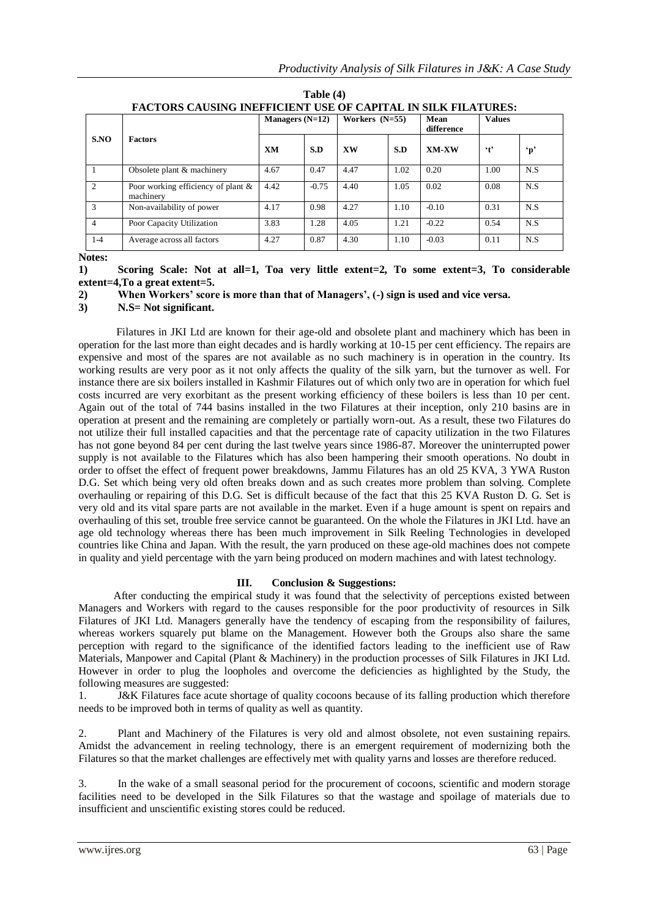**Table (4)**
**FACTORS CAUSING INEFFICIENT USE OF CAPITAL IN SILK FILATURES:**

| S.NO | Factors | Managers (N=12) | | Workers (N=55) | | Mean difference | Values | |
|---|---|---|---|---|---|---|---|---|
| | | XM | S.D | XW | S.D | XM-XW | 't' | 'p' |
| 1 | Obsolete plant & machinery | 4.67 | 0.47 | 4.47 | 1.02 | 0.20 | 1.00 | N.S |
| 2 | Poor working efficiency of plant & machinery | 4.42 | -0.75 | 4.40 | 1.05 | 0.02 | 0.08 | N.S |
| 3 | Non-availability of power | 4.17 | 0.98 | 4.27 | 1.10 | -0.10 | 0.31 | N.S |
| 4 | Poor Capacity Utilization | 3.83 | 1.28 | 4.05 | 1.21 | -0.22 | 0.54 | N.S |
| 1-4 | Average across all factors | 4.27 | 0.87 | 4.30 | 1.10 | -0.03 | 0.11 | N.S |

**Notes:**

**1) Scoring Scale: Not at all=1, Toa very little extent=2, To some extent=3, To considerable extent=4,To a great extent=5.**

**2) When Workers' score is more than that of Managers', (-) sign is used and vice versa.**

**3) N.S= Not significant.**

Filatures in JKI Ltd are known for their age-old and obsolete plant and machinery which has been in operation for the last more than eight decades and is hardly working at 10-15 per cent efficiency. The repairs are expensive and most of the spares are not available as no such machinery is in operation in the country. Its working results are very poor as it not only affects the quality of the silk yarn, but the turnover as well. For instance there are six boilers installed in Kashmir Filatures out of which only two are in operation for which fuel costs incurred are very exorbitant as the present working efficiency of these boilers is less than 10 per cent. Again out of the total of 744 basins installed in the two Filatures at their inception, only 210 basins are in operation at present and the remaining are completely or partially worn-out. As a result, these two Filatures do not utilize their full installed capacities and that the percentage rate of capacity utilization in the two Filatures has not gone beyond 84 per cent during the last twelve years since 1986-87. Moreover the uninterrupted power supply is not available to the Filatures which has also been hampering their smooth operations. No doubt in order to offset the effect of frequent power breakdowns, Jammu Filatures has an old 25 KVA, 3 YWA Ruston D.G. Set which being very old often breaks down and as such creates more problem than solving. Complete overhauling or repairing of this D.G. Set is difficult because of the fact that this 25 KVA Ruston D. G. Set is very old and its vital spare parts are not available in the market. Even if a huge amount is spent on repairs and overhauling of this set, trouble free service cannot be guaranteed. On the whole the Filatures in JKI Ltd. have an age old technology whereas there has been much improvement in Silk Reeling Technologies in developed countries like China and Japan. With the result, the yarn produced on these age-old machines does not compete in quality and yield percentage with the yarn being produced on modern machines and with latest technology.

## III. Conclusion & Suggestions:

After conducting the empirical study it was found that the selectivity of perceptions existed between Managers and Workers with regard to the causes responsible for the poor productivity of resources in Silk Filatures of JKI Ltd. Managers generally have the tendency of escaping from the responsibility of failures, whereas workers squarely put blame on the Management. However both the Groups also share the same perception with regard to the significance of the identified factors leading to the inefficient use of Raw Materials, Manpower and Capital (Plant & Machinery) in the production processes of Silk Filatures in JKI Ltd. However in order to plug the loopholes and overcome the deficiencies as highlighted by the Study, the following measures are suggested:

1. J&K Filatures face acute shortage of quality cocoons because of its falling production which therefore needs to be improved both in terms of quality as well as quantity.

2. Plant and Machinery of the Filatures is very old and almost obsolete, not even sustaining repairs. Amidst the advancement in reeling technology, there is an emergent requirement of modernizing both the Filatures so that the market challenges are effectively met with quality yarns and losses are therefore reduced.

3. In the wake of a small seasonal period for the procurement of cocoons, scientific and modern storage facilities need to be developed in the Silk Filatures so that the wastage and spoilage of materials due to insufficient and unscientific existing stores could be reduced.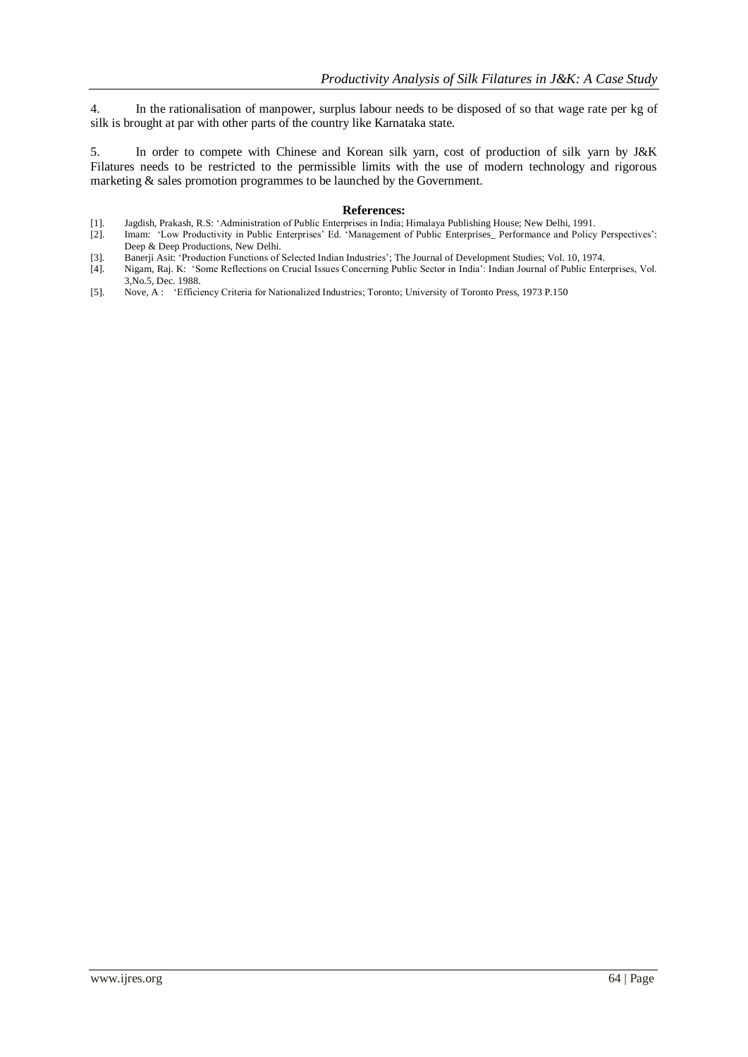4. In the rationalisation of manpower, surplus labour needs to be disposed of so that wage rate per kg of silk is brought at par with other parts of the country like Karnataka state.

5. In order to compete with Chinese and Korean silk yarn, cost of production of silk yarn by J&K Filatures needs to be restricted to the permissible limits with the use of modern technology and rigorous marketing & sales promotion programmes to be launched by the Government.

## References:

[1]. Jagdish, Prakash, R.S: 'Administration of Public Enterprises in India; Himalaya Publishing House; New Delhi, 1991.

[2]. Imam: 'Low Productivity in Public Enterprises' Ed. 'Management of Public Enterprises_ Performance and Policy Perspectives': Deep & Deep Productions, New Delhi.

[3]. Banerji Asit: 'Production Functions of Selected Indian Industries'; The Journal of Development Studies; Vol. 10, 1974.

[4]. Nigam, Raj. K: 'Some Reflections on Crucial Issues Concerning Public Sector in India': Indian Journal of Public Enterprises, Vol. 3,No.5, Dec. 1988.

[5]. Nove, A : 'Efficiency Criteria for Nationalized Industries; Toronto; University of Toronto Press, 1973 P.150